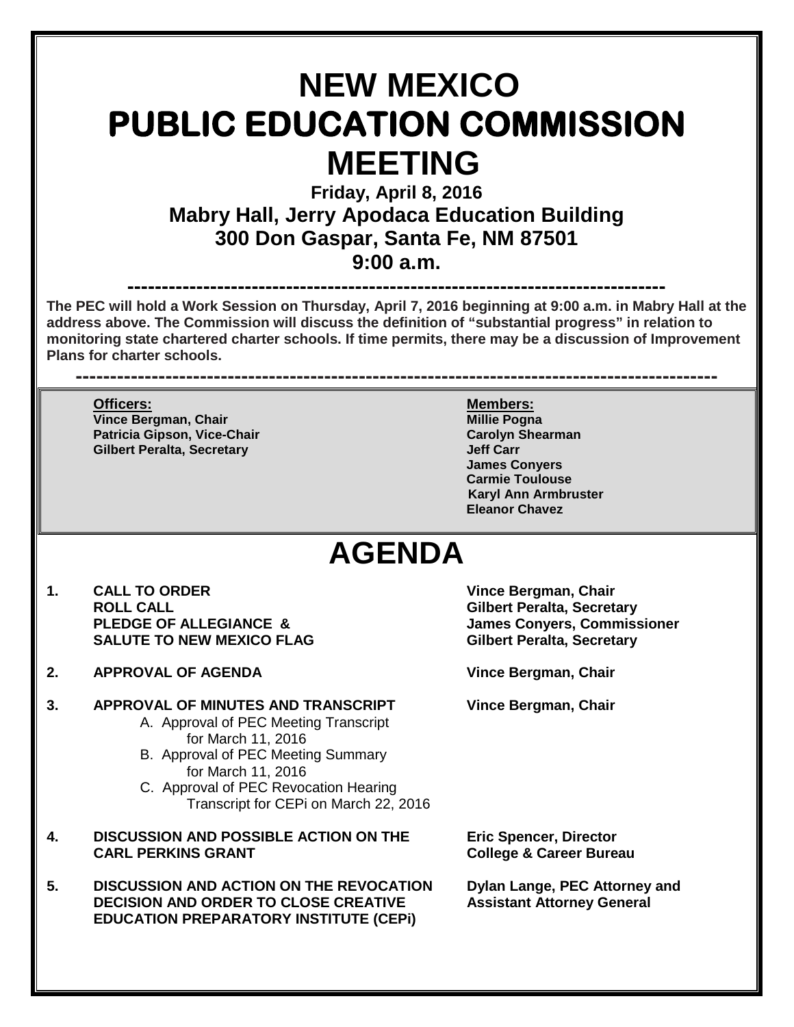# NEW MEXICO
# PUBLIC EDUCATION COMMISSION
# MEETING

**Friday, April 8, 2016**
**Mabry Hall, Jerry Apodaca Education Building**
**300 Don Gaspar, Santa Fe, NM 87501**
**9:00 a.m.**

---

**The PEC will hold a Work Session on Thursday, April 7, 2016 beginning at 9:00 a.m. in Mabry Hall at the address above. The Commission will discuss the definition of "substantial progress" in relation to monitoring state chartered charter schools. If time permits, there may be a discussion of Improvement Plans for charter schools.**

---

| **Officers:** | **Members:** |
|---|---|
| **Vince Bergman, Chair** | **Millie Pogna** |
| **Patricia Gipson, Vice-Chair** | **Carolyn Shearman** |
| **Gilbert Peralta, Secretary** | **Jeff Carr** |
| | **James Conyers** |
| | **Carmie Toulouse** |
| | **Karyl Ann Armbruster** |
| | **Eleanor Chavez** |

# AGENDA

1. **CALL TO ORDER** — **Vince Bergman, Chair**
   **ROLL CALL** — **Gilbert Peralta, Secretary**
   **PLEDGE OF ALLEGIANCE &** — **James Conyers, Commissioner**
   **SALUTE TO NEW MEXICO FLAG** — **Gilbert Peralta, Secretary**

2. **APPROVAL OF AGENDA** — **Vince Bergman, Chair**

3. **APPROVAL OF MINUTES AND TRANSCRIPT** — **Vince Bergman, Chair**
   A. Approval of PEC Meeting Transcript for March 11, 2016
   B. Approval of PEC Meeting Summary for March 11, 2016
   C. Approval of PEC Revocation Hearing Transcript for CEPi on March 22, 2016

4. **DISCUSSION AND POSSIBLE ACTION ON THE CARL PERKINS GRANT** — **Eric Spencer, Director, College & Career Bureau**

5. **DISCUSSION AND ACTION ON THE REVOCATION DECISION AND ORDER TO CLOSE CREATIVE EDUCATION PREPARATORY INSTITUTE (CEPi)** — **Dylan Lange, PEC Attorney and Assistant Attorney General**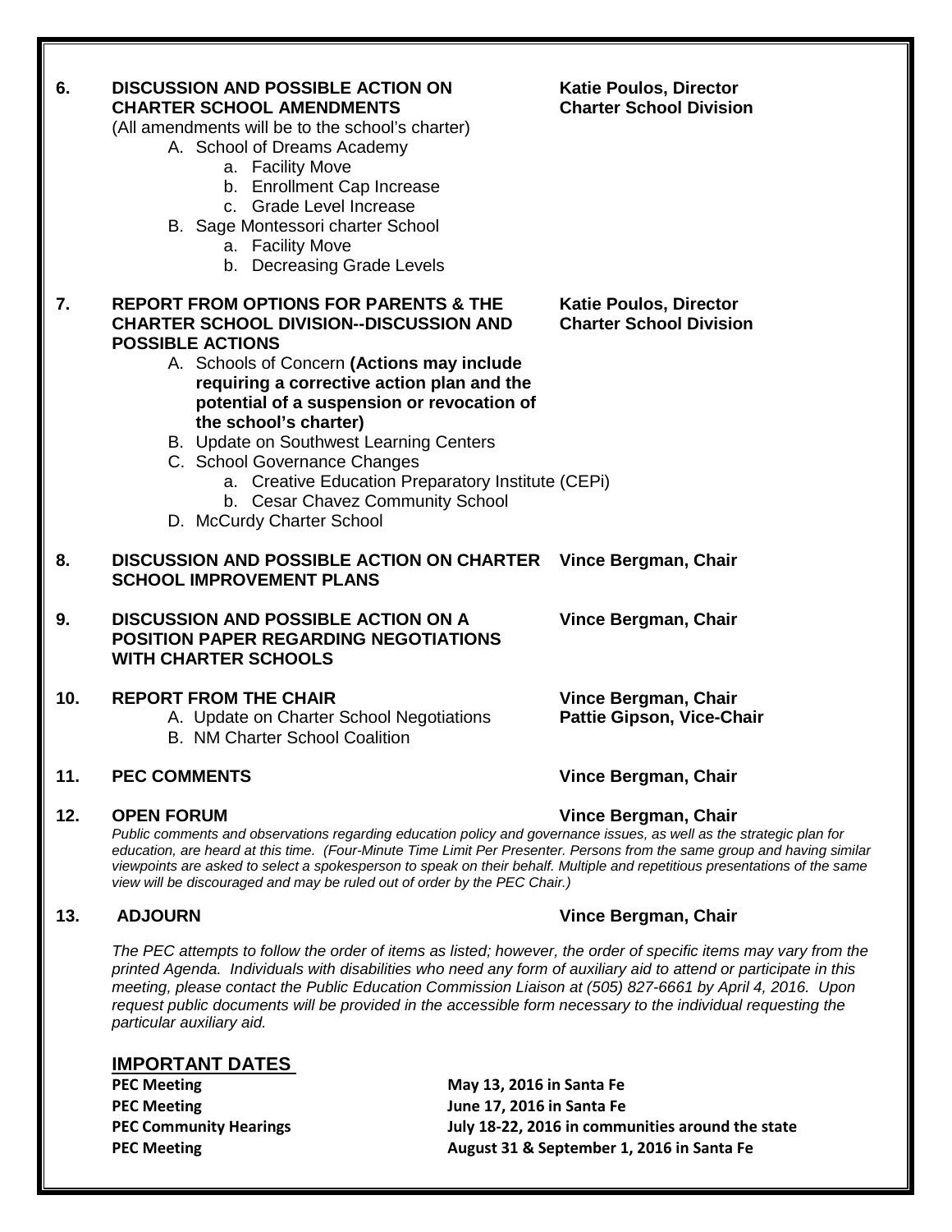**6. DISCUSSION AND POSSIBLE ACTION ON CHARTER SCHOOL AMENDMENTS** — **Katie Poulos, Director, Charter School Division**

(All amendments will be to the school's charter)

- A. School of Dreams Academy
  - a. Facility Move
  - b. Enrollment Cap Increase
  - c. Grade Level Increase
- B. Sage Montessori charter School
  - a. Facility Move
  - b. Decreasing Grade Levels

**7. REPORT FROM OPTIONS FOR PARENTS & THE CHARTER SCHOOL DIVISION--DISCUSSION AND POSSIBLE ACTIONS** — **Katie Poulos, Director, Charter School Division**

- A. Schools of Concern **(Actions may include requiring a corrective action plan and the potential of a suspension or revocation of the school's charter)**
- B. Update on Southwest Learning Centers
- C. School Governance Changes
  - a. Creative Education Preparatory Institute (CEPi)
  - b. Cesar Chavez Community School
- D. McCurdy Charter School

**8. DISCUSSION AND POSSIBLE ACTION ON CHARTER SCHOOL IMPROVEMENT PLANS** — **Vince Bergman, Chair**

**9. DISCUSSION AND POSSIBLE ACTION ON A POSITION PAPER REGARDING NEGOTIATIONS WITH CHARTER SCHOOLS** — **Vince Bergman, Chair**

**10. REPORT FROM THE CHAIR** — **Vince Bergman, Chair**

- A. Update on Charter School Negotiations — **Pattie Gipson, Vice-Chair**
- B. NM Charter School Coalition

**11. PEC COMMENTS** — **Vince Bergman, Chair**

**12. OPEN FORUM** — **Vince Bergman, Chair**

*Public comments and observations regarding education policy and governance issues, as well as the strategic plan for education, are heard at this time. (Four-Minute Time Limit Per Presenter. Persons from the same group and having similar viewpoints are asked to select a spokesperson to speak on their behalf. Multiple and repetitious presentations of the same view will be discouraged and may be ruled out of order by the PEC Chair.)*

**13. ADJOURN** — **Vince Bergman, Chair**

*The PEC attempts to follow the order of items as listed; however, the order of specific items may vary from the printed Agenda. Individuals with disabilities who need any form of auxiliary aid to attend or participate in this meeting, please contact the Public Education Commission Liaison at (505) 827-6661 by April 4, 2016. Upon request public documents will be provided in the accessible form necessary to the individual requesting the particular auxiliary aid.*

## IMPORTANT DATES

| | |
|---|---|
| **PEC Meeting** | **May 13, 2016 in Santa Fe** |
| **PEC Meeting** | **June 17, 2016 in Santa Fe** |
| **PEC Community Hearings** | **July 18-22, 2016 in communities around the state** |
| **PEC Meeting** | **August 31 & September 1, 2016 in Santa Fe** |